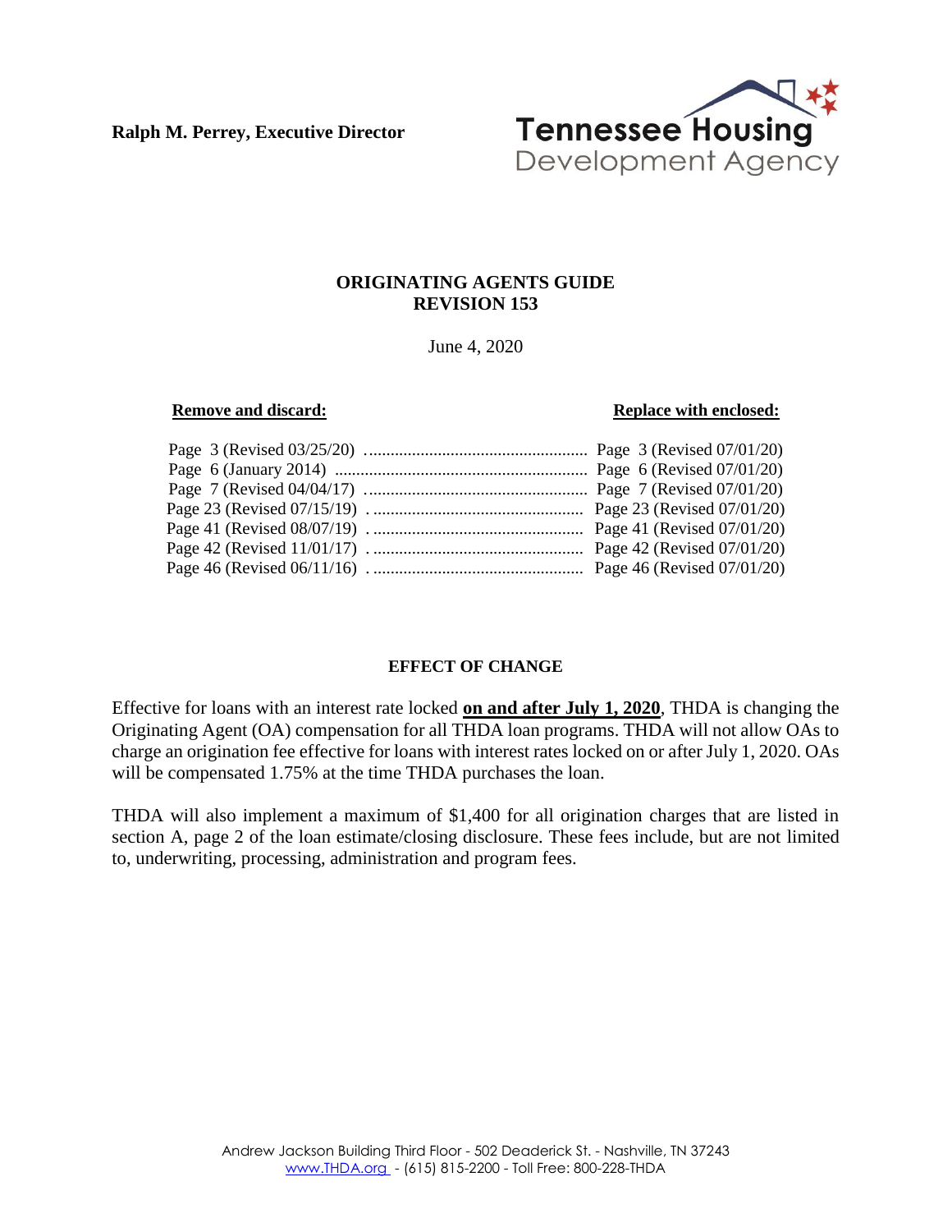**Ralph M. Perrey, Executive Director**

Tennessee Housing Development Agency

## ORIGINATING AGENTS GUIDE
## REVISION 153

June 4, 2020

| **Remove and discard:** | **Replace with enclosed:** |
|---|---|
| Page 3 (Revised 03/25/20) | Page 3 (Revised 07/01/20) |
| Page 6 (January 2014) | Page 6 (Revised 07/01/20) |
| Page 7 (Revised 04/04/17) | Page 7 (Revised 07/01/20) |
| Page 23 (Revised 07/15/19) | Page 23 (Revised 07/01/20) |
| Page 41 (Revised 08/07/19) | Page 41 (Revised 07/01/20) |
| Page 42 (Revised 11/01/17) | Page 42 (Revised 07/01/20) |
| Page 46 (Revised 06/11/16) | Page 46 (Revised 07/01/20) |

### EFFECT OF CHANGE

Effective for loans with an interest rate locked **on and after July 1, 2020**, THDA is changing the Originating Agent (OA) compensation for all THDA loan programs. THDA will not allow OAs to charge an origination fee effective for loans with interest rates locked on or after July 1, 2020. OAs will be compensated 1.75% at the time THDA purchases the loan.

THDA will also implement a maximum of $1,400 for all origination charges that are listed in section A, page 2 of the loan estimate/closing disclosure. These fees include, but are not limited to, underwriting, processing, administration and program fees.

Andrew Jackson Building Third Floor - 502 Deaderick St. - Nashville, TN 37243
www.THDA.org - (615) 815-2200 - Toll Free: 800-228-THDA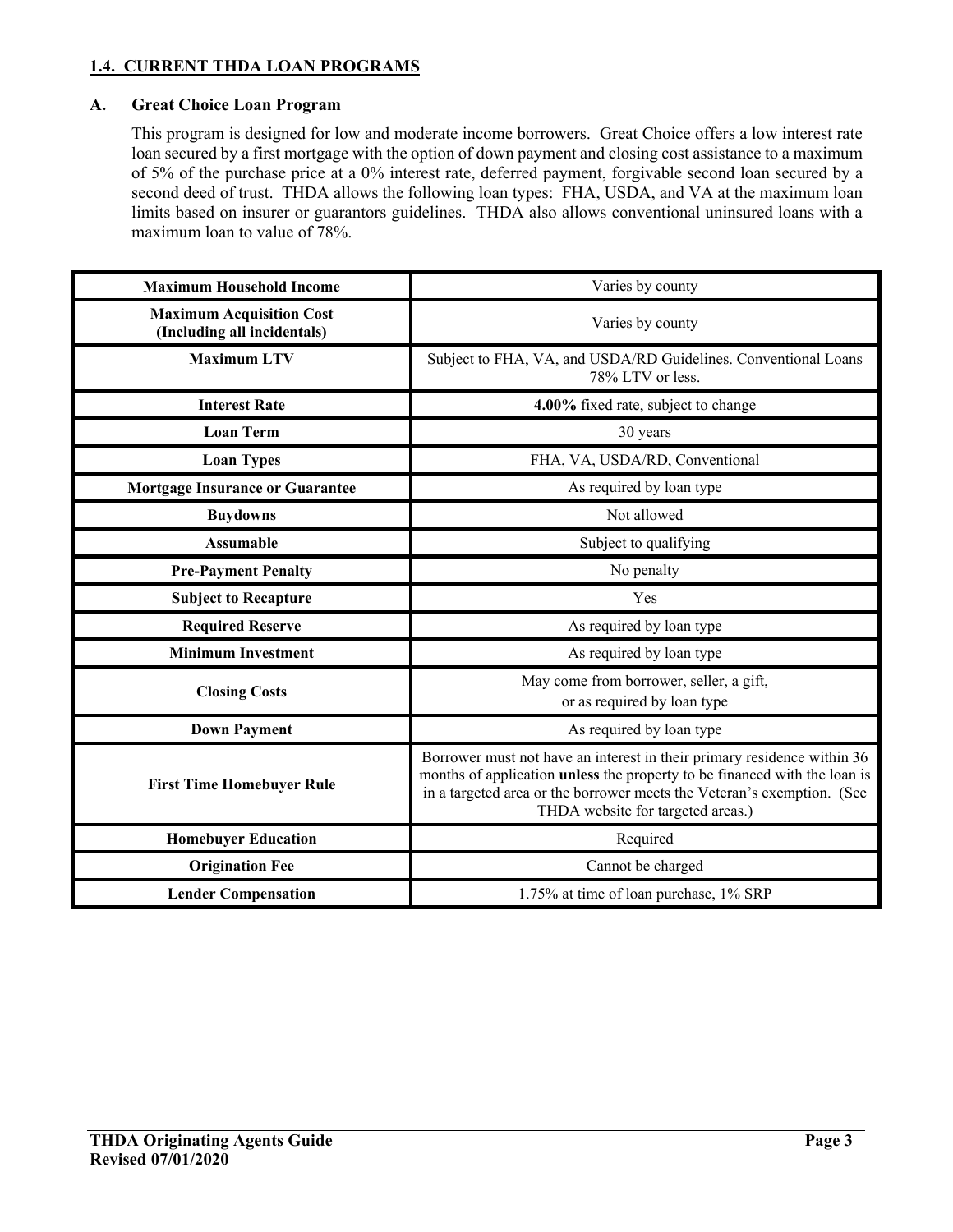## 1.4. CURRENT THDA LOAN PROGRAMS

### A. Great Choice Loan Program

This program is designed for low and moderate income borrowers. Great Choice offers a low interest rate loan secured by a first mortgage with the option of down payment and closing cost assistance to a maximum of 5% of the purchase price at a 0% interest rate, deferred payment, forgivable second loan secured by a second deed of trust. THDA allows the following loan types: FHA, USDA, and VA at the maximum loan limits based on insurer or guarantors guidelines. THDA also allows conventional uninsured loans with a maximum loan to value of 78%.

| | |
|---|---|
| **Maximum Household Income** | Varies by county |
| **Maximum Acquisition Cost (Including all incidentals)** | Varies by county |
| **Maximum LTV** | Subject to FHA, VA, and USDA/RD Guidelines. Conventional Loans 78% LTV or less. |
| **Interest Rate** | **4.00%** fixed rate, subject to change |
| **Loan Term** | 30 years |
| **Loan Types** | FHA, VA, USDA/RD, Conventional |
| **Mortgage Insurance or Guarantee** | As required by loan type |
| **Buydowns** | Not allowed |
| **Assumable** | Subject to qualifying |
| **Pre-Payment Penalty** | No penalty |
| **Subject to Recapture** | Yes |
| **Required Reserve** | As required by loan type |
| **Minimum Investment** | As required by loan type |
| **Closing Costs** | May come from borrower, seller, a gift, or as required by loan type |
| **Down Payment** | As required by loan type |
| **First Time Homebuyer Rule** | Borrower must not have an interest in their primary residence within 36 months of application **unless** the property to be financed with the loan is in a targeted area or the borrower meets the Veteran's exemption. (See THDA website for targeted areas.) |
| **Homebuyer Education** | Required |
| **Origination Fee** | Cannot be charged |
| **Lender Compensation** | 1.75% at time of loan purchase, 1% SRP |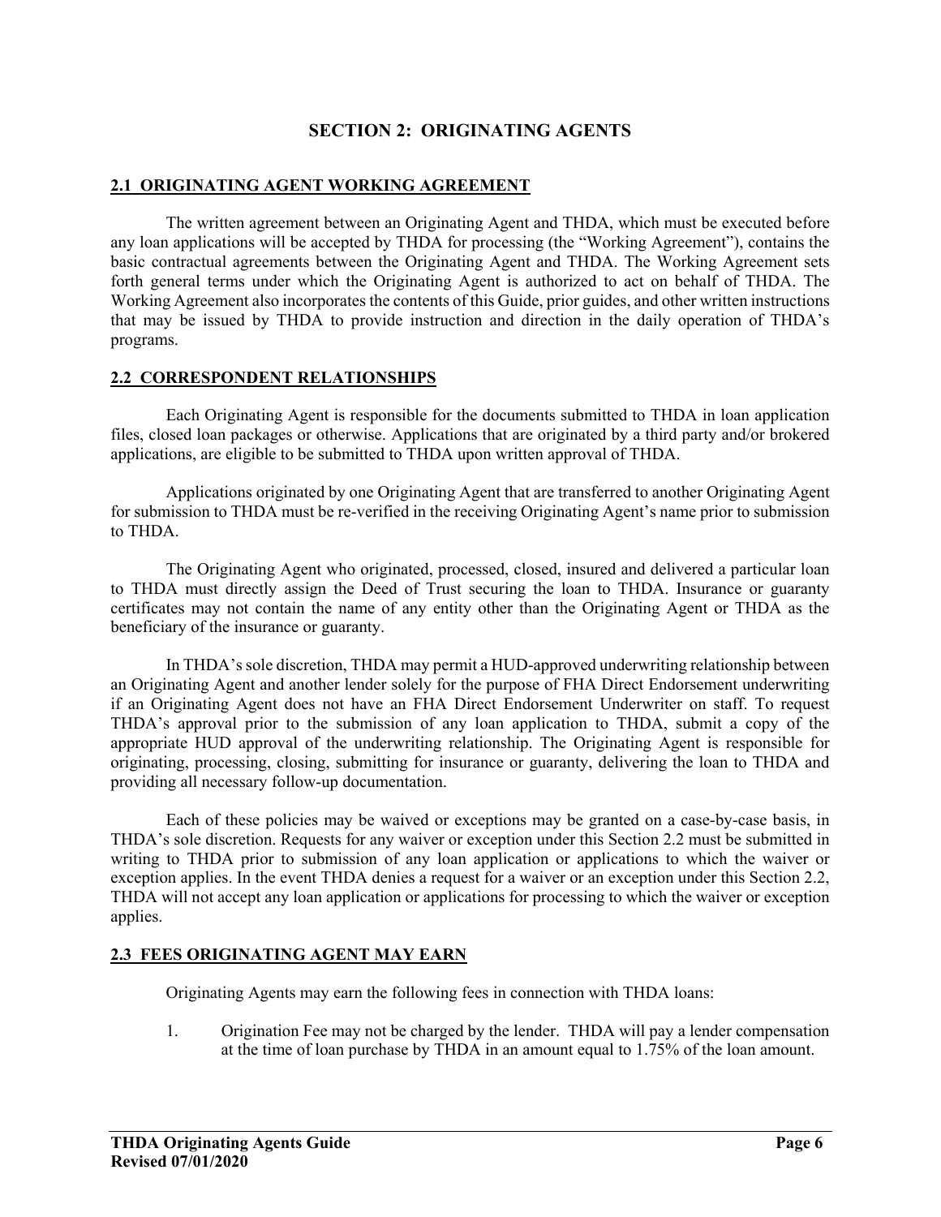# SECTION 2: ORIGINATING AGENTS

## 2.1 ORIGINATING AGENT WORKING AGREEMENT

The written agreement between an Originating Agent and THDA, which must be executed before any loan applications will be accepted by THDA for processing (the "Working Agreement"), contains the basic contractual agreements between the Originating Agent and THDA. The Working Agreement sets forth general terms under which the Originating Agent is authorized to act on behalf of THDA. The Working Agreement also incorporates the contents of this Guide, prior guides, and other written instructions that may be issued by THDA to provide instruction and direction in the daily operation of THDA's programs.

## 2.2 CORRESPONDENT RELATIONSHIPS

Each Originating Agent is responsible for the documents submitted to THDA in loan application files, closed loan packages or otherwise. Applications that are originated by a third party and/or brokered applications, are eligible to be submitted to THDA upon written approval of THDA.

Applications originated by one Originating Agent that are transferred to another Originating Agent for submission to THDA must be re-verified in the receiving Originating Agent's name prior to submission to THDA.

The Originating Agent who originated, processed, closed, insured and delivered a particular loan to THDA must directly assign the Deed of Trust securing the loan to THDA. Insurance or guaranty certificates may not contain the name of any entity other than the Originating Agent or THDA as the beneficiary of the insurance or guaranty.

In THDA's sole discretion, THDA may permit a HUD-approved underwriting relationship between an Originating Agent and another lender solely for the purpose of FHA Direct Endorsement underwriting if an Originating Agent does not have an FHA Direct Endorsement Underwriter on staff. To request THDA's approval prior to the submission of any loan application to THDA, submit a copy of the appropriate HUD approval of the underwriting relationship. The Originating Agent is responsible for originating, processing, closing, submitting for insurance or guaranty, delivering the loan to THDA and providing all necessary follow-up documentation.

Each of these policies may be waived or exceptions may be granted on a case-by-case basis, in THDA's sole discretion. Requests for any waiver or exception under this Section 2.2 must be submitted in writing to THDA prior to submission of any loan application or applications to which the waiver or exception applies. In the event THDA denies a request for a waiver or an exception under this Section 2.2, THDA will not accept any loan application or applications for processing to which the waiver or exception applies.

## 2.3 FEES ORIGINATING AGENT MAY EARN

Originating Agents may earn the following fees in connection with THDA loans:

1. Origination Fee may not be charged by the lender. THDA will pay a lender compensation at the time of loan purchase by THDA in an amount equal to 1.75% of the loan amount.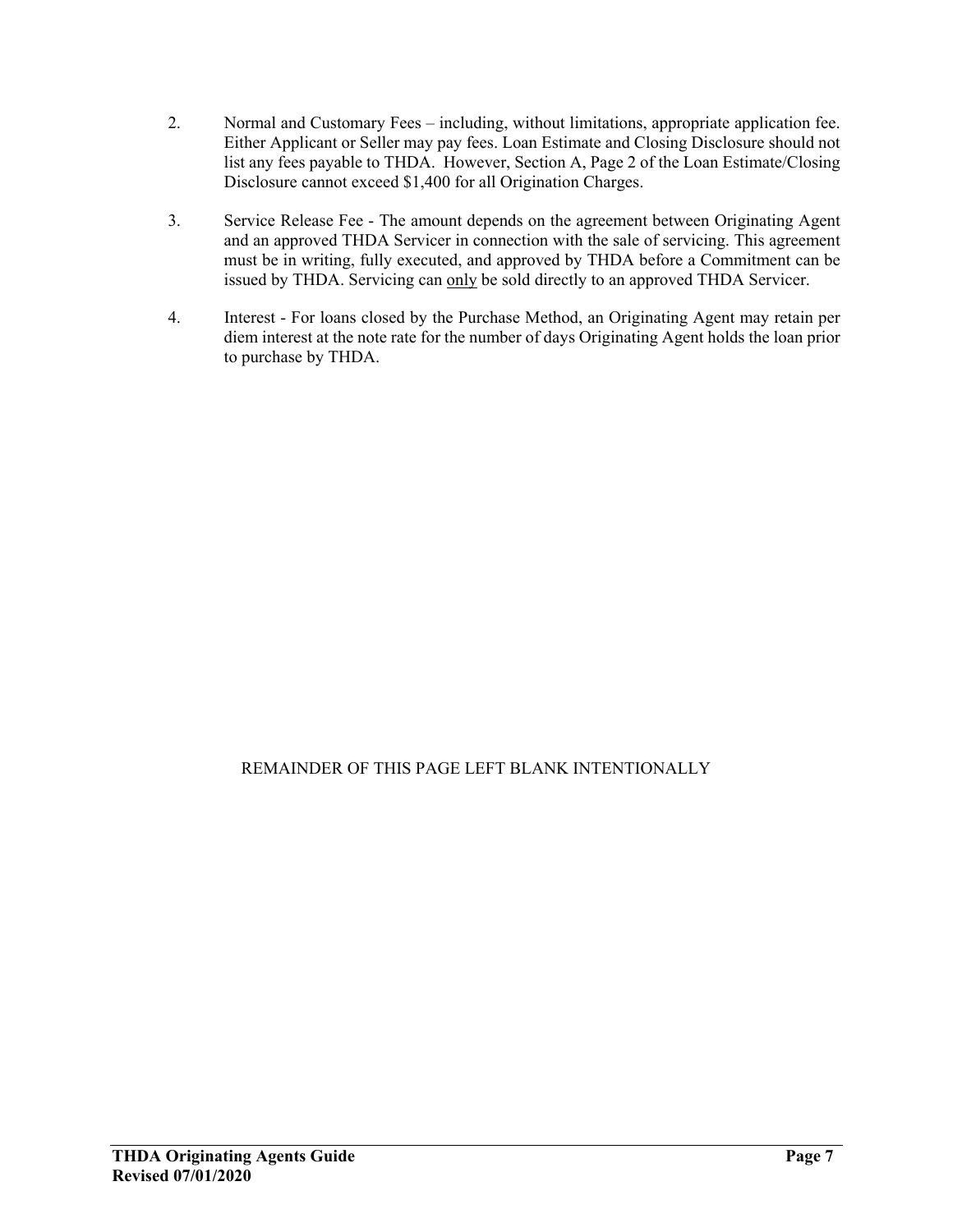2. Normal and Customary Fees – including, without limitations, appropriate application fee. Either Applicant or Seller may pay fees. Loan Estimate and Closing Disclosure should not list any fees payable to THDA. However, Section A, Page 2 of the Loan Estimate/Closing Disclosure cannot exceed $1,400 for all Origination Charges.

3. Service Release Fee - The amount depends on the agreement between Originating Agent and an approved THDA Servicer in connection with the sale of servicing. This agreement must be in writing, fully executed, and approved by THDA before a Commitment can be issued by THDA. Servicing can <u>only</u> be sold directly to an approved THDA Servicer.

4. Interest - For loans closed by the Purchase Method, an Originating Agent may retain per diem interest at the note rate for the number of days Originating Agent holds the loan prior to purchase by THDA.

REMAINDER OF THIS PAGE LEFT BLANK INTENTIONALLY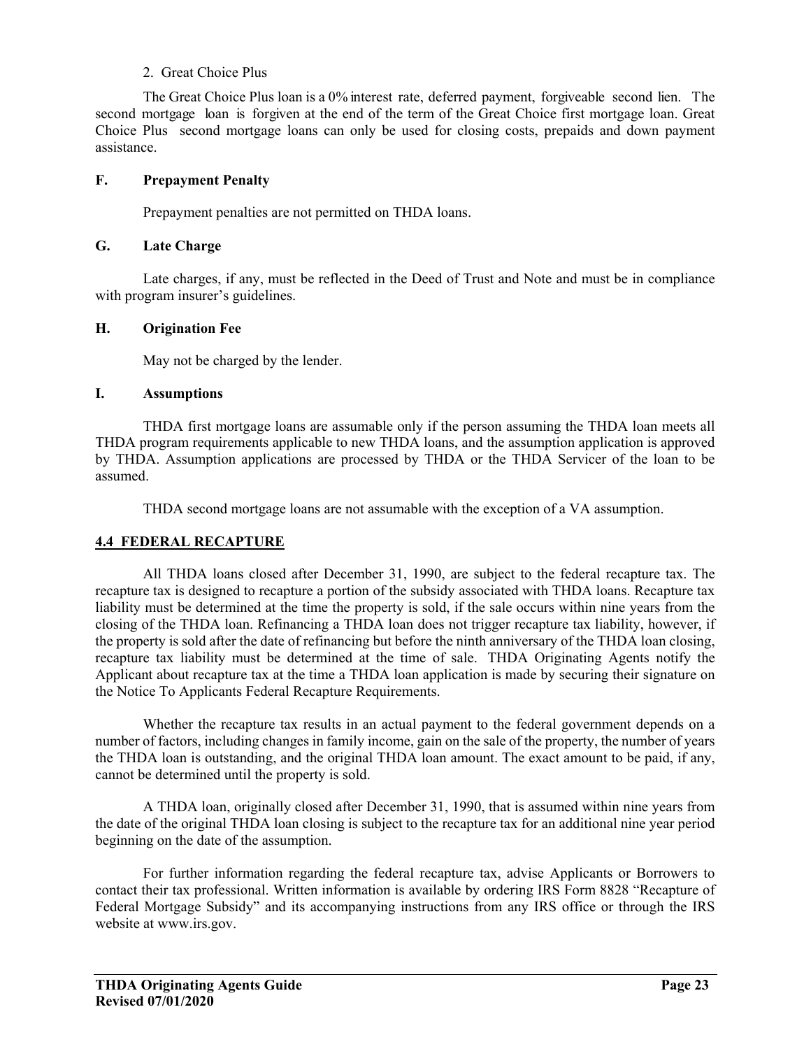2. Great Choice Plus

The Great Choice Plus loan is a 0% interest rate, deferred payment, forgiveable second lien. The second mortgage loan is forgiven at the end of the term of the Great Choice first mortgage loan. Great Choice Plus second mortgage loans can only be used for closing costs, prepaids and down payment assistance.

**F. Prepayment Penalty**

Prepayment penalties are not permitted on THDA loans.

**G. Late Charge**

Late charges, if any, must be reflected in the Deed of Trust and Note and must be in compliance with program insurer's guidelines.

**H. Origination Fee**

May not be charged by the lender.

**I. Assumptions**

THDA first mortgage loans are assumable only if the person assuming the THDA loan meets all THDA program requirements applicable to new THDA loans, and the assumption application is approved by THDA. Assumption applications are processed by THDA or the THDA Servicer of the loan to be assumed.

THDA second mortgage loans are not assumable with the exception of a VA assumption.

## 4.4 FEDERAL RECAPTURE

All THDA loans closed after December 31, 1990, are subject to the federal recapture tax. The recapture tax is designed to recapture a portion of the subsidy associated with THDA loans. Recapture tax liability must be determined at the time the property is sold, if the sale occurs within nine years from the closing of the THDA loan. Refinancing a THDA loan does not trigger recapture tax liability, however, if the property is sold after the date of refinancing but before the ninth anniversary of the THDA loan closing, recapture tax liability must be determined at the time of sale. THDA Originating Agents notify the Applicant about recapture tax at the time a THDA loan application is made by securing their signature on the Notice To Applicants Federal Recapture Requirements.

Whether the recapture tax results in an actual payment to the federal government depends on a number of factors, including changes in family income, gain on the sale of the property, the number of years the THDA loan is outstanding, and the original THDA loan amount. The exact amount to be paid, if any, cannot be determined until the property is sold.

A THDA loan, originally closed after December 31, 1990, that is assumed within nine years from the date of the original THDA loan closing is subject to the recapture tax for an additional nine year period beginning on the date of the assumption.

For further information regarding the federal recapture tax, advise Applicants or Borrowers to contact their tax professional. Written information is available by ordering IRS Form 8828 "Recapture of Federal Mortgage Subsidy" and its accompanying instructions from any IRS office or through the IRS website at www.irs.gov.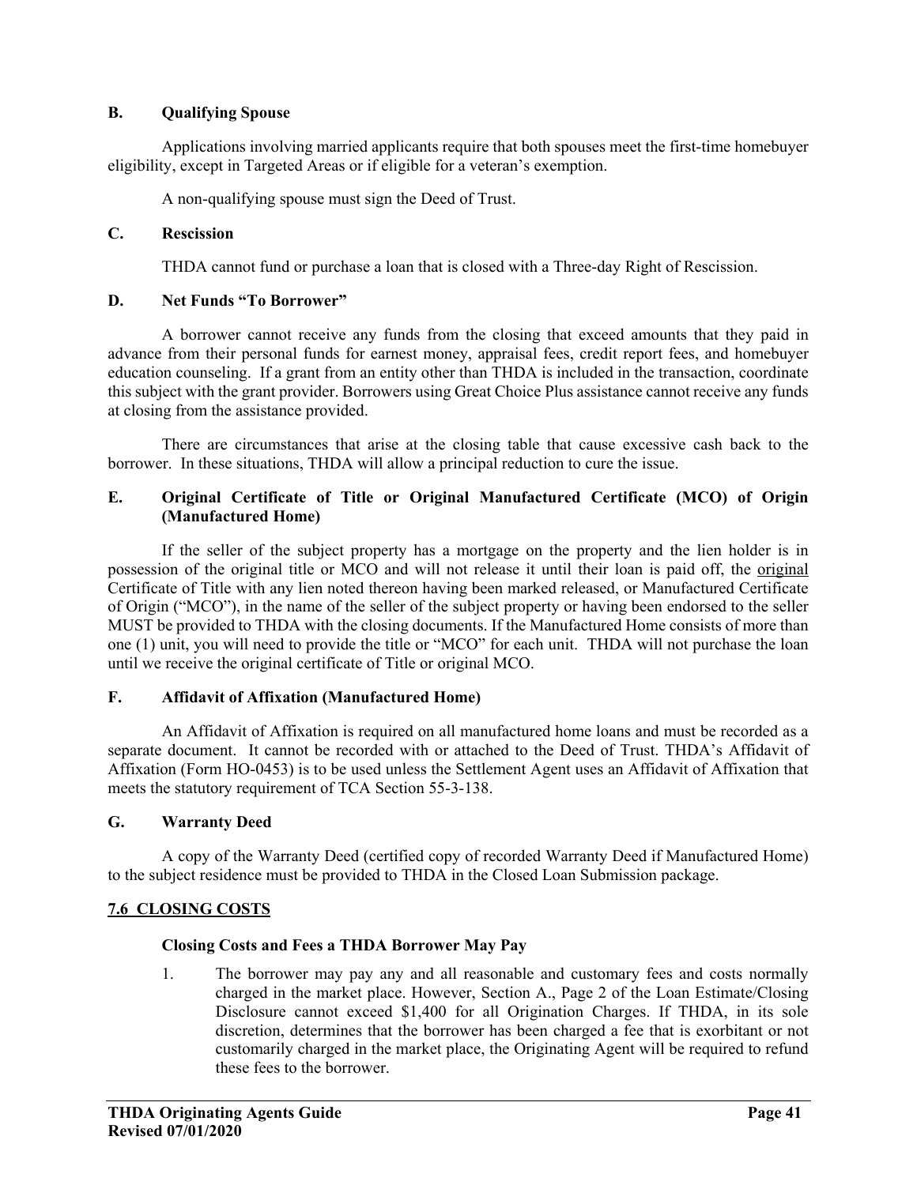### B. Qualifying Spouse

Applications involving married applicants require that both spouses meet the first-time homebuyer eligibility, except in Targeted Areas or if eligible for a veteran's exemption.

A non-qualifying spouse must sign the Deed of Trust.

### C. Rescission

THDA cannot fund or purchase a loan that is closed with a Three-day Right of Rescission.

### D. Net Funds "To Borrower"

A borrower cannot receive any funds from the closing that exceed amounts that they paid in advance from their personal funds for earnest money, appraisal fees, credit report fees, and homebuyer education counseling. If a grant from an entity other than THDA is included in the transaction, coordinate this subject with the grant provider. Borrowers using Great Choice Plus assistance cannot receive any funds at closing from the assistance provided.

There are circumstances that arise at the closing table that cause excessive cash back to the borrower. In these situations, THDA will allow a principal reduction to cure the issue.

### E. Original Certificate of Title or Original Manufactured Certificate (MCO) of Origin (Manufactured Home)

If the seller of the subject property has a mortgage on the property and the lien holder is in possession of the original title or MCO and will not release it until their loan is paid off, the <u>original</u> Certificate of Title with any lien noted thereon having been marked released, or Manufactured Certificate of Origin ("MCO"), in the name of the seller of the subject property or having been endorsed to the seller MUST be provided to THDA with the closing documents. If the Manufactured Home consists of more than one (1) unit, you will need to provide the title or "MCO" for each unit. THDA will not purchase the loan until we receive the original certificate of Title or original MCO.

### F. Affidavit of Affixation (Manufactured Home)

An Affidavit of Affixation is required on all manufactured home loans and must be recorded as a separate document. It cannot be recorded with or attached to the Deed of Trust. THDA's Affidavit of Affixation (Form HO-0453) is to be used unless the Settlement Agent uses an Affidavit of Affixation that meets the statutory requirement of TCA Section 55-3-138.

### G. Warranty Deed

A copy of the Warranty Deed (certified copy of recorded Warranty Deed if Manufactured Home) to the subject residence must be provided to THDA in the Closed Loan Submission package.

## <u>7.6 CLOSING COSTS</u>

### Closing Costs and Fees a THDA Borrower May Pay

1. The borrower may pay any and all reasonable and customary fees and costs normally charged in the market place. However, Section A., Page 2 of the Loan Estimate/Closing Disclosure cannot exceed $1,400 for all Origination Charges. If THDA, in its sole discretion, determines that the borrower has been charged a fee that is exorbitant or not customarily charged in the market place, the Originating Agent will be required to refund these fees to the borrower.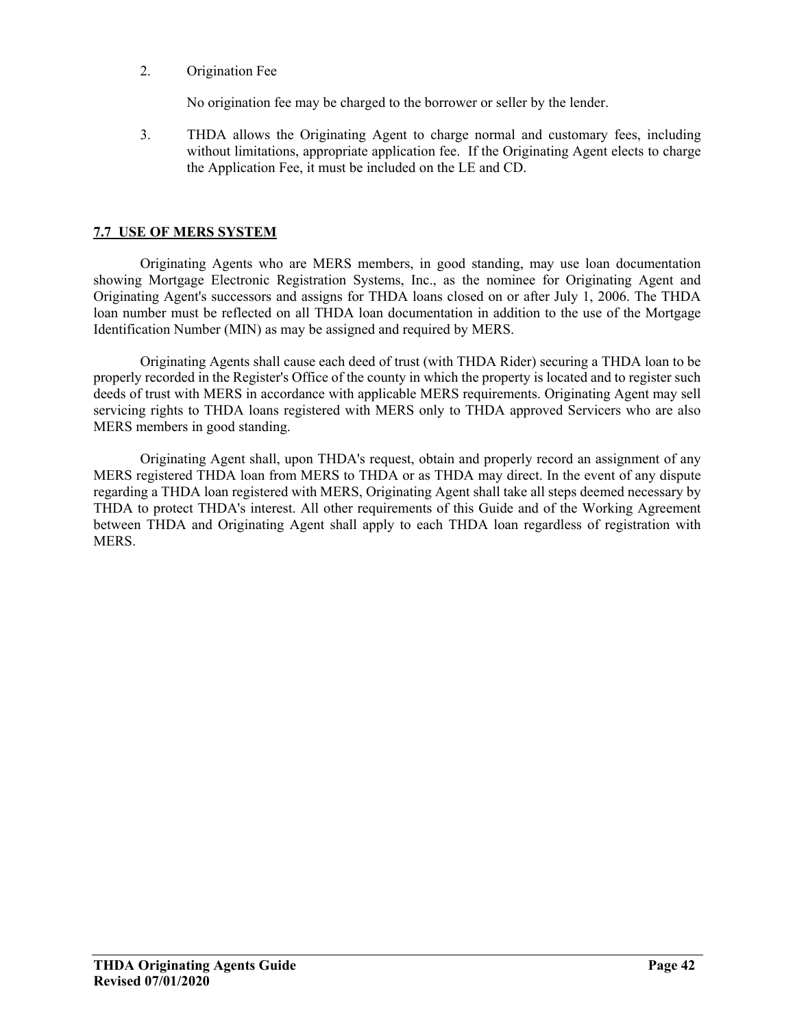2. Origination Fee

   No origination fee may be charged to the borrower or seller by the lender.

3. THDA allows the Originating Agent to charge normal and customary fees, including without limitations, appropriate application fee. If the Originating Agent elects to charge the Application Fee, it must be included on the LE and CD.

## 7.7 USE OF MERS SYSTEM

Originating Agents who are MERS members, in good standing, may use loan documentation showing Mortgage Electronic Registration Systems, Inc., as the nominee for Originating Agent and Originating Agent's successors and assigns for THDA loans closed on or after July 1, 2006. The THDA loan number must be reflected on all THDA loan documentation in addition to the use of the Mortgage Identification Number (MIN) as may be assigned and required by MERS.

Originating Agents shall cause each deed of trust (with THDA Rider) securing a THDA loan to be properly recorded in the Register's Office of the county in which the property is located and to register such deeds of trust with MERS in accordance with applicable MERS requirements. Originating Agent may sell servicing rights to THDA loans registered with MERS only to THDA approved Servicers who are also MERS members in good standing.

Originating Agent shall, upon THDA's request, obtain and properly record an assignment of any MERS registered THDA loan from MERS to THDA or as THDA may direct. In the event of any dispute regarding a THDA loan registered with MERS, Originating Agent shall take all steps deemed necessary by THDA to protect THDA's interest. All other requirements of this Guide and of the Working Agreement between THDA and Originating Agent shall apply to each THDA loan regardless of registration with MERS.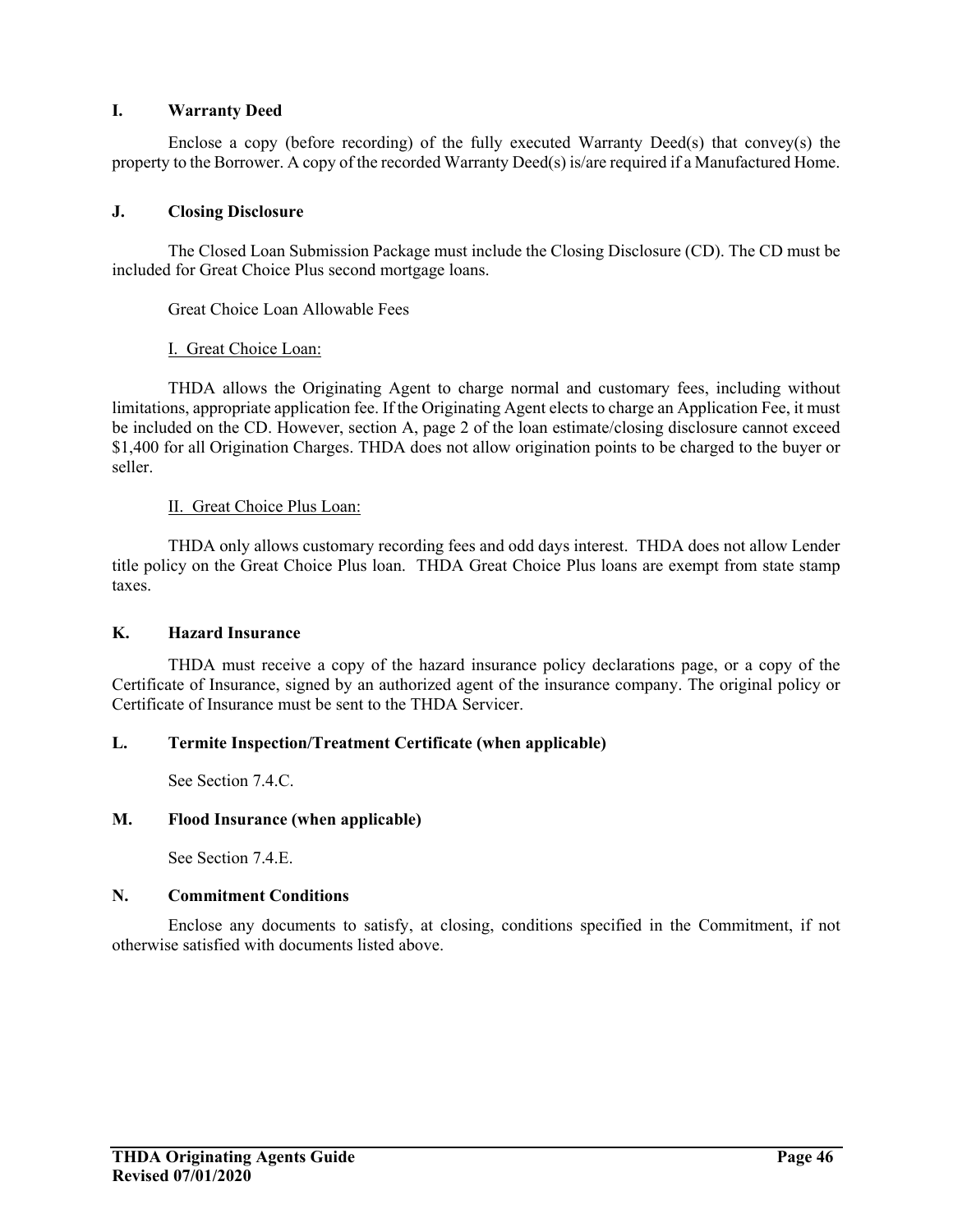### I. Warranty Deed

Enclose a copy (before recording) of the fully executed Warranty Deed(s) that convey(s) the property to the Borrower. A copy of the recorded Warranty Deed(s) is/are required if a Manufactured Home.

### J. Closing Disclosure

The Closed Loan Submission Package must include the Closing Disclosure (CD). The CD must be included for Great Choice Plus second mortgage loans.

Great Choice Loan Allowable Fees

I. Great Choice Loan:

THDA allows the Originating Agent to charge normal and customary fees, including without limitations, appropriate application fee. If the Originating Agent elects to charge an Application Fee, it must be included on the CD. However, section A, page 2 of the loan estimate/closing disclosure cannot exceed $1,400 for all Origination Charges. THDA does not allow origination points to be charged to the buyer or seller.

II. Great Choice Plus Loan:

THDA only allows customary recording fees and odd days interest. THDA does not allow Lender title policy on the Great Choice Plus loan. THDA Great Choice Plus loans are exempt from state stamp taxes.

### K. Hazard Insurance

THDA must receive a copy of the hazard insurance policy declarations page, or a copy of the Certificate of Insurance, signed by an authorized agent of the insurance company. The original policy or Certificate of Insurance must be sent to the THDA Servicer.

### L. Termite Inspection/Treatment Certificate (when applicable)

See Section 7.4.C.

### M. Flood Insurance (when applicable)

See Section 7.4.E.

### N. Commitment Conditions

Enclose any documents to satisfy, at closing, conditions specified in the Commitment, if not otherwise satisfied with documents listed above.